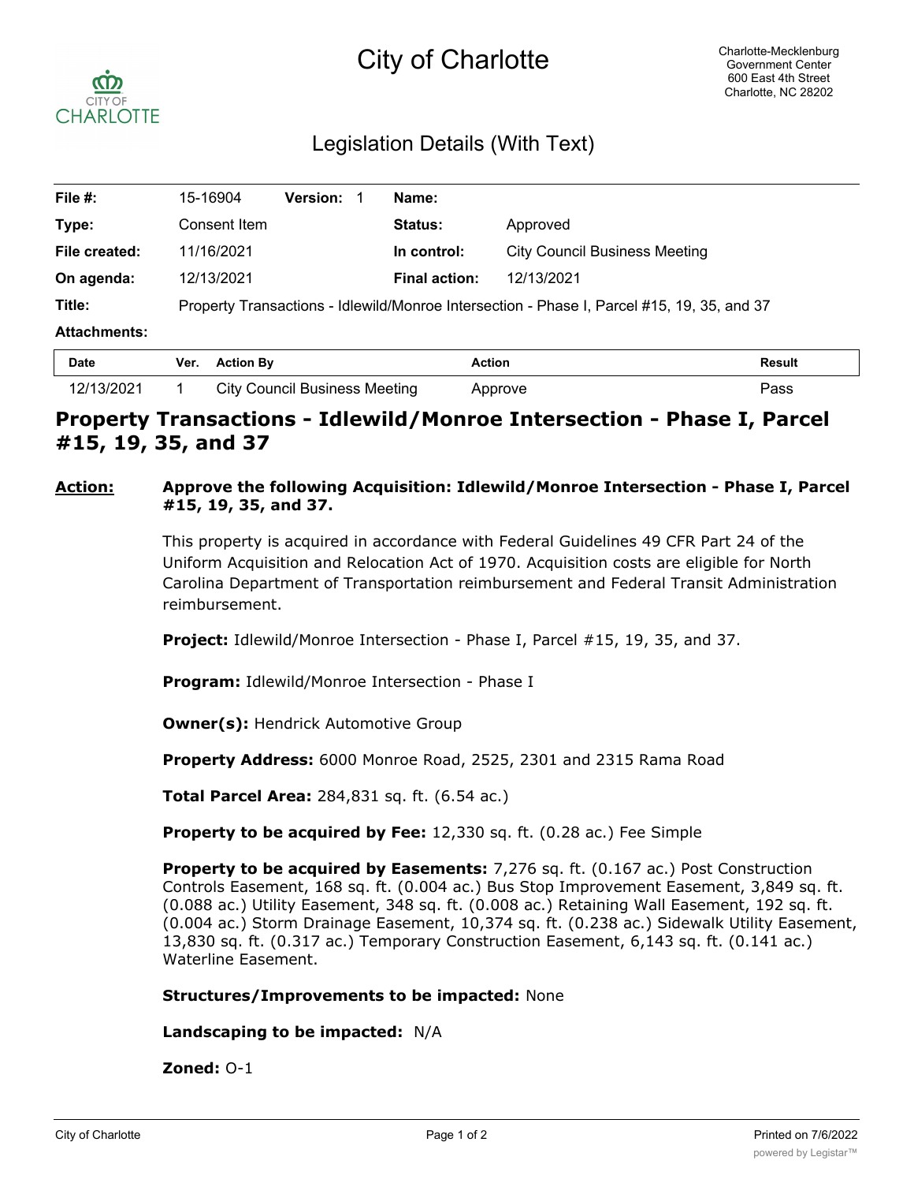# City of Charlotte

Charlotte-Mecklenburg Government Center
600 East 4th Street
Charlotte, NC 28202

## Legislation Details (With Text)

| | | | |
|---|---|---|---|
| **File #:** | 15-16904 **Version:** 1 | **Name:** | |
| **Type:** | Consent Item | **Status:** | Approved |
| **File created:** | 11/16/2021 | **In control:** | City Council Business Meeting |
| **On agenda:** | 12/13/2021 | **Final action:** | 12/13/2021 |
| **Title:** | Property Transactions - Idlewild/Monroe Intersection - Phase I, Parcel #15, 19, 35, and 37 | | |
| **Attachments:** | | | |

| Date | Ver. | Action By | Action | Result |
|---|---|---|---|---|
| 12/13/2021 | 1 | City Council Business Meeting | Approve | Pass |

# Property Transactions - Idlewild/Monroe Intersection - Phase I, Parcel #15, 19, 35, and 37

**Action:** **Approve the following Acquisition: Idlewild/Monroe Intersection - Phase I, Parcel #15, 19, 35, and 37.**

This property is acquired in accordance with Federal Guidelines 49 CFR Part 24 of the Uniform Acquisition and Relocation Act of 1970. Acquisition costs are eligible for North Carolina Department of Transportation reimbursement and Federal Transit Administration reimbursement.

**Project:** Idlewild/Monroe Intersection - Phase I, Parcel #15, 19, 35, and 37.

**Program:** Idlewild/Monroe Intersection - Phase I

**Owner(s):** Hendrick Automotive Group

**Property Address:** 6000 Monroe Road, 2525, 2301 and 2315 Rama Road

**Total Parcel Area:** 284,831 sq. ft. (6.54 ac.)

**Property to be acquired by Fee:** 12,330 sq. ft. (0.28 ac.) Fee Simple

**Property to be acquired by Easements:** 7,276 sq. ft. (0.167 ac.) Post Construction Controls Easement, 168 sq. ft. (0.004 ac.) Bus Stop Improvement Easement, 3,849 sq. ft. (0.088 ac.) Utility Easement, 348 sq. ft. (0.008 ac.) Retaining Wall Easement, 192 sq. ft. (0.004 ac.) Storm Drainage Easement, 10,374 sq. ft. (0.238 ac.) Sidewalk Utility Easement, 13,830 sq. ft. (0.317 ac.) Temporary Construction Easement, 6,143 sq. ft. (0.141 ac.) Waterline Easement.

**Structures/Improvements to be impacted:** None

**Landscaping to be impacted:** N/A

**Zoned:** O-1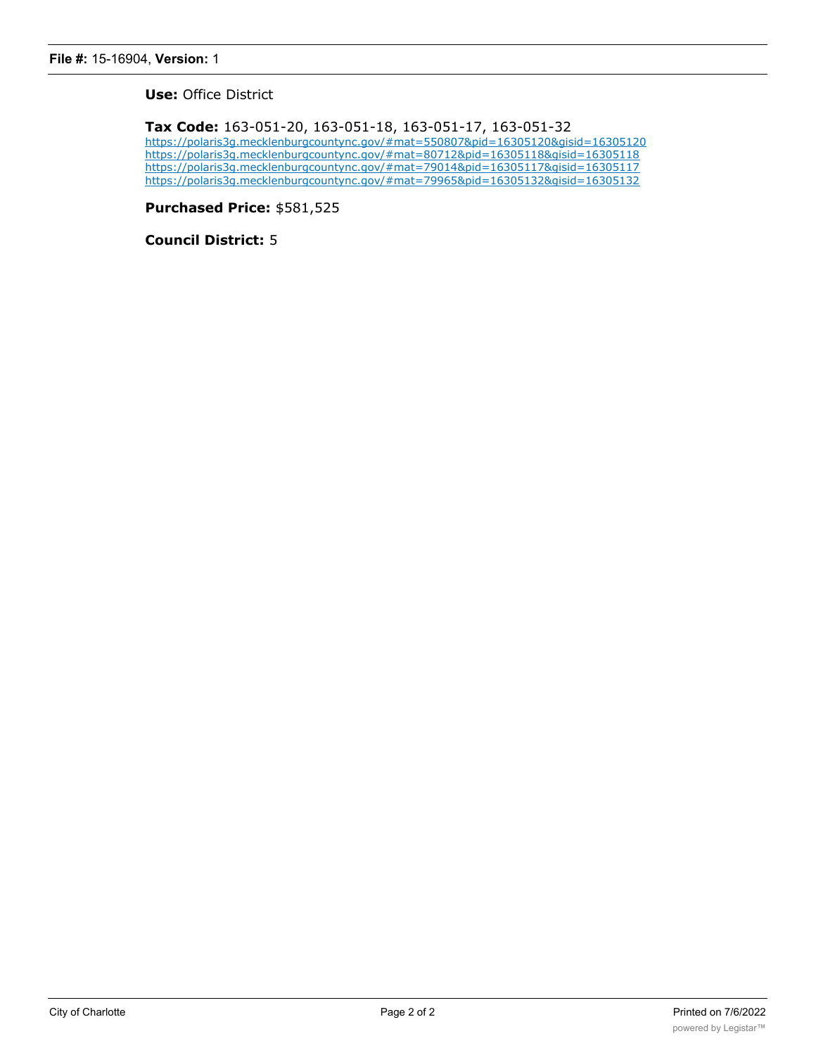**Use:** Office District

**Tax Code:** 163-051-20, 163-051-18, 163-051-17, 163-051-32
https://polaris3g.mecklenburgcountync.gov/#mat=550807&pid=16305120&gisid=16305120
https://polaris3g.mecklenburgcountync.gov/#mat=80712&pid=16305118&gisid=16305118
https://polaris3g.mecklenburgcountync.gov/#mat=79014&pid=16305117&gisid=16305117
https://polaris3g.mecklenburgcountync.gov/#mat=79965&pid=16305132&gisid=16305132

**Purchased Price:** $581,525

**Council District:** 5